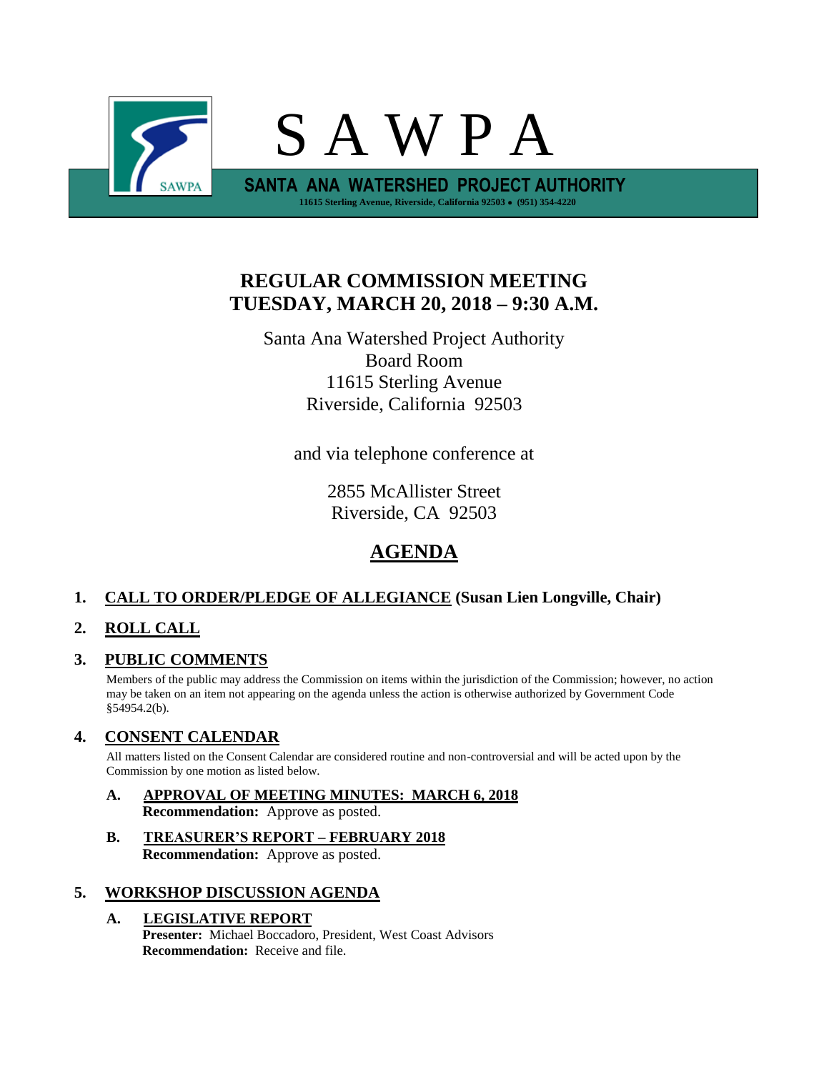# S A W P A

**SANTA ANA WATERSHED PROJECT AUTHORITY**

11615 Sterling Avenue, Riverside, California 92503 • (951) 354-4220

## REGULAR COMMISSION MEETING
## TUESDAY, MARCH 20, 2018 – 9:30 A.M.

Santa Ana Watershed Project Authority
Board Room
11615 Sterling Avenue
Riverside, California 92503

and via telephone conference at

2855 McAllister Street
Riverside, CA 92503

## AGENDA

**1. CALL TO ORDER/PLEDGE OF ALLEGIANCE (Susan Lien Longville, Chair)**

**2. ROLL CALL**

**3. PUBLIC COMMENTS**

Members of the public may address the Commission on items within the jurisdiction of the Commission; however, no action may be taken on an item not appearing on the agenda unless the action is otherwise authorized by Government Code §54954.2(b).

**4. CONSENT CALENDAR**

All matters listed on the Consent Calendar are considered routine and non-controversial and will be acted upon by the Commission by one motion as listed below.

**A. APPROVAL OF MEETING MINUTES: MARCH 6, 2018**
**Recommendation:** Approve as posted.

**B. TREASURER'S REPORT – FEBRUARY 2018**
**Recommendation:** Approve as posted.

**5. WORKSHOP DISCUSSION AGENDA**

**A. LEGISLATIVE REPORT**
**Presenter:** Michael Boccadoro, President, West Coast Advisors
**Recommendation:** Receive and file.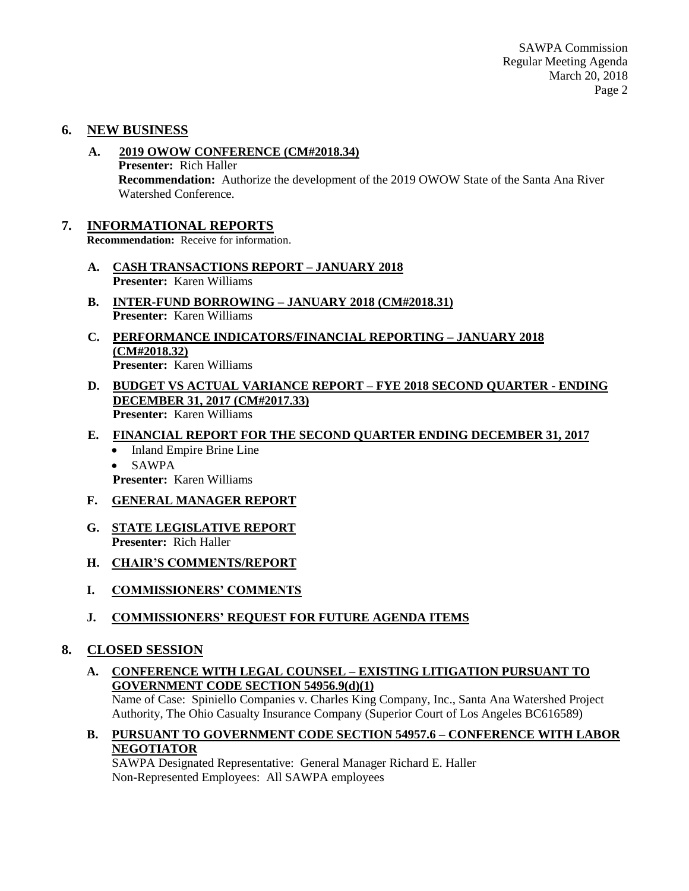## 6. NEW BUSINESS

**A. 2019 OWOW CONFERENCE (CM#2018.34)**
**Presenter:** Rich Haller
**Recommendation:** Authorize the development of the 2019 OWOW State of the Santa Ana River Watershed Conference.

## 7. INFORMATIONAL REPORTS

**Recommendation:** Receive for information.

**A. CASH TRANSACTIONS REPORT – JANUARY 2018**
**Presenter:** Karen Williams

**B. INTER-FUND BORROWING – JANUARY 2018 (CM#2018.31)**
**Presenter:** Karen Williams

**C. PERFORMANCE INDICATORS/FINANCIAL REPORTING – JANUARY 2018 (CM#2018.32)**
**Presenter:** Karen Williams

**D. BUDGET VS ACTUAL VARIANCE REPORT – FYE 2018 SECOND QUARTER - ENDING DECEMBER 31, 2017 (CM#2017.33)**
**Presenter:** Karen Williams

**E. FINANCIAL REPORT FOR THE SECOND QUARTER ENDING DECEMBER 31, 2017**

- Inland Empire Brine Line
- SAWPA

**Presenter:** Karen Williams

**F. GENERAL MANAGER REPORT**

**G. STATE LEGISLATIVE REPORT**
**Presenter:** Rich Haller

**H. CHAIR'S COMMENTS/REPORT**

**I. COMMISSIONERS' COMMENTS**

**J. COMMISSIONERS' REQUEST FOR FUTURE AGENDA ITEMS**

## 8. CLOSED SESSION

**A. CONFERENCE WITH LEGAL COUNSEL – EXISTING LITIGATION PURSUANT TO GOVERNMENT CODE SECTION 54956.9(d)(1)**
Name of Case: Spiniello Companies v. Charles King Company, Inc., Santa Ana Watershed Project Authority, The Ohio Casualty Insurance Company (Superior Court of Los Angeles BC616589)

**B. PURSUANT TO GOVERNMENT CODE SECTION 54957.6 – CONFERENCE WITH LABOR NEGOTIATOR**
SAWPA Designated Representative: General Manager Richard E. Haller
Non-Represented Employees: All SAWPA employees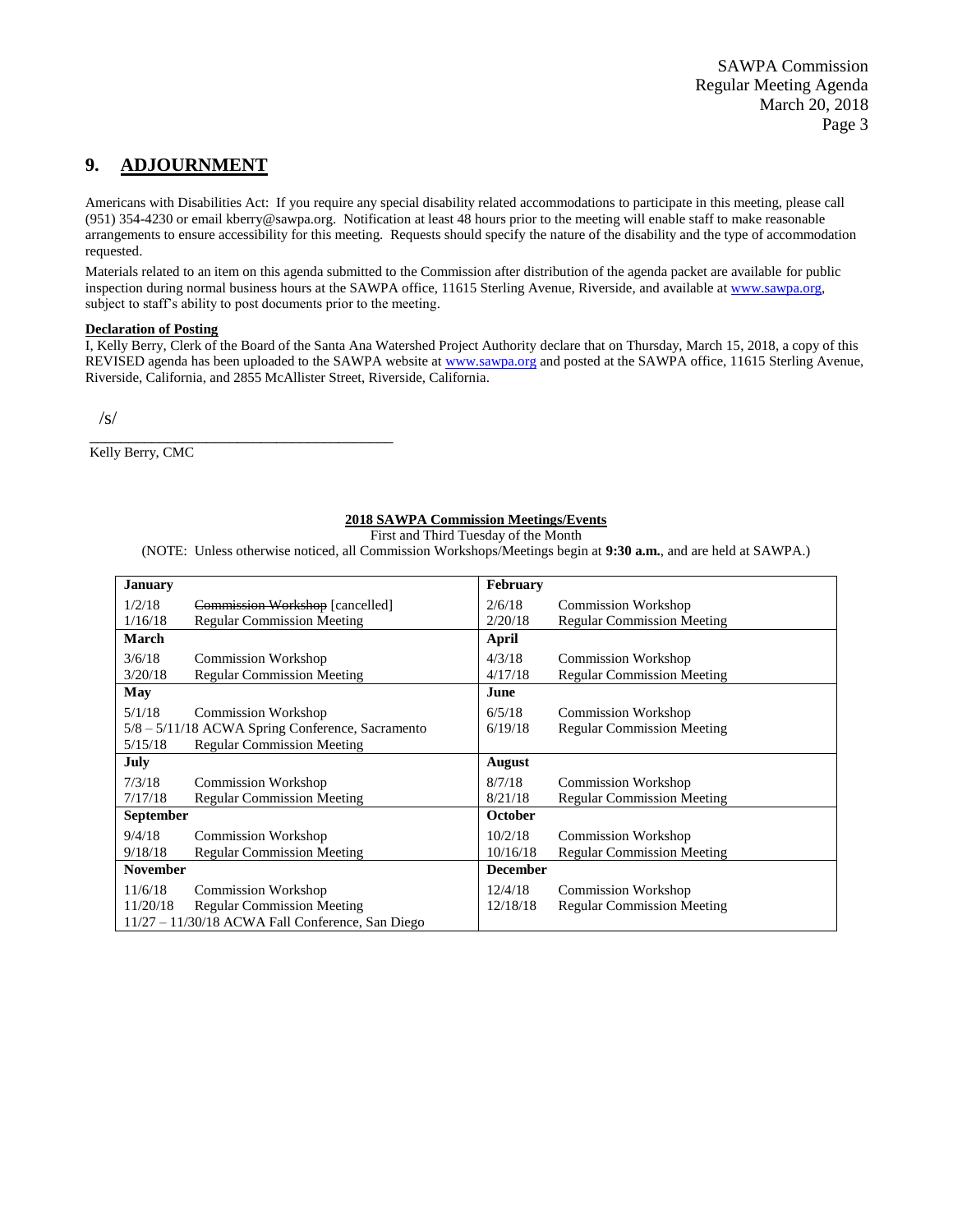## 9. ADJOURNMENT

Americans with Disabilities Act: If you require any special disability related accommodations to participate in this meeting, please call (951) 354-4230 or email kberry@sawpa.org. Notification at least 48 hours prior to the meeting will enable staff to make reasonable arrangements to ensure accessibility for this meeting. Requests should specify the nature of the disability and the type of accommodation requested.

Materials related to an item on this agenda submitted to the Commission after distribution of the agenda packet are available for public inspection during normal business hours at the SAWPA office, 11615 Sterling Avenue, Riverside, and available at www.sawpa.org, subject to staff's ability to post documents prior to the meeting.

**Declaration of Posting**

I, Kelly Berry, Clerk of the Board of the Santa Ana Watershed Project Authority declare that on Thursday, March 15, 2018, a copy of this REVISED agenda has been uploaded to the SAWPA website at www.sawpa.org and posted at the SAWPA office, 11615 Sterling Avenue, Riverside, California, and 2855 McAllister Street, Riverside, California.

/s/

\_\_\_\_\_\_\_\_\_\_\_\_\_\_\_\_\_\_\_\_\_\_\_\_\_\_\_\_\_\_\_\_\_\_\_\_\_\_\_\_

Kelly Berry, CMC

**2018 SAWPA Commission Meetings/Events**

First and Third Tuesday of the Month

(NOTE: Unless otherwise noticed, all Commission Workshops/Meetings begin at **9:30 a.m.**, and are held at SAWPA.)

| | |
|---|---|
| **January** | **February** |
| 1/2/18 ~~Commission Workshop~~ [cancelled]<br>1/16/18 Regular Commission Meeting | 2/6/18 Commission Workshop<br>2/20/18 Regular Commission Meeting |
| **March** | **April** |
| 3/6/18 Commission Workshop<br>3/20/18 Regular Commission Meeting | 4/3/18 Commission Workshop<br>4/17/18 Regular Commission Meeting |
| **May** | **June** |
| 5/1/18 Commission Workshop<br>5/8 – 5/11/18 ACWA Spring Conference, Sacramento<br>5/15/18 Regular Commission Meeting | 6/5/18 Commission Workshop<br>6/19/18 Regular Commission Meeting |
| **July** | **August** |
| 7/3/18 Commission Workshop<br>7/17/18 Regular Commission Meeting | 8/7/18 Commission Workshop<br>8/21/18 Regular Commission Meeting |
| **September** | **October** |
| 9/4/18 Commission Workshop<br>9/18/18 Regular Commission Meeting | 10/2/18 Commission Workshop<br>10/16/18 Regular Commission Meeting |
| **November** | **December** |
| 11/6/18 Commission Workshop<br>11/20/18 Regular Commission Meeting<br>11/27 – 11/30/18 ACWA Fall Conference, San Diego | 12/4/18 Commission Workshop<br>12/18/18 Regular Commission Meeting |